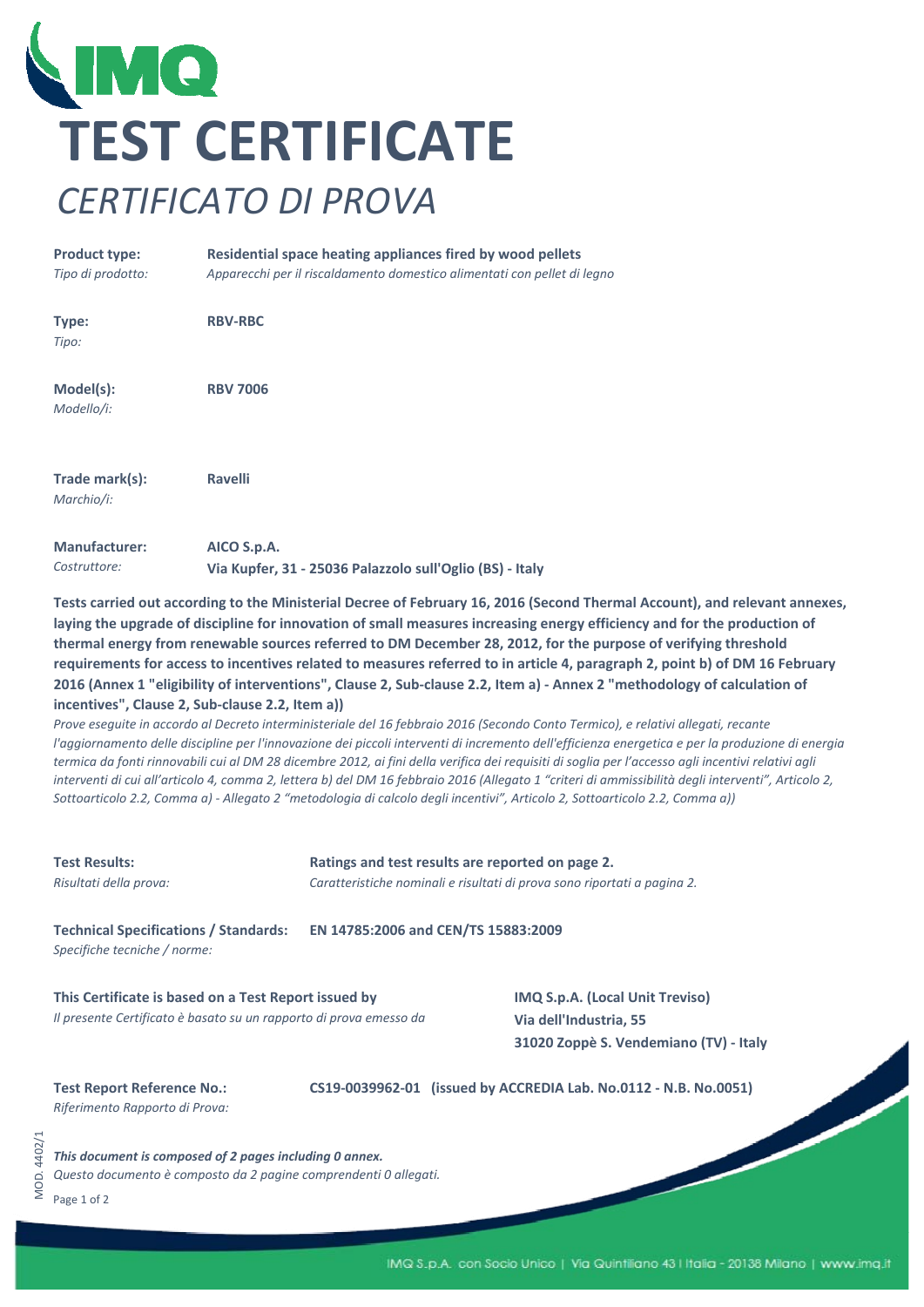# TEST CERTIFICATE

## *CERTIFICATO DI PROVA*

| | |
|---|---|
| **Product type:** *Tipo di prodotto:* | **Residential space heating appliances fired by wood pellets** *Apparecchi per il riscaldamento domestico alimentati con pellet di legno* |
| **Type:** *Tipo:* | **RBV-RBC** |
| **Model(s):** *Modello/i:* | **RBV 7006** |
| **Trade mark(s):** *Marchio/i:* | **Ravelli** |
| **Manufacturer:** *Costruttore:* | **AICO S.p.A.** **Via Kupfer, 31 - 25036 Palazzolo sull'Oglio (BS) - Italy** |

**Tests carried out according to the Ministerial Decree of February 16, 2016 (Second Thermal Account), and relevant annexes, laying the upgrade of discipline for innovation of small measures increasing energy efficiency and for the production of thermal energy from renewable sources referred to DM December 28, 2012, for the purpose of verifying threshold requirements for access to incentives related to measures referred to in article 4, paragraph 2, point b) of DM 16 February 2016 (Annex 1 "eligibility of interventions", Clause 2, Sub-clause 2.2, Item a) - Annex 2 "methodology of calculation of incentives", Clause 2, Sub-clause 2.2, Item a))**

*Prove eseguite in accordo al Decreto interministeriale del 16 febbraio 2016 (Secondo Conto Termico), e relativi allegati, recante l'aggiornamento delle discipline per l'innovazione dei piccoli interventi di incremento dell'efficienza energetica e per la produzione di energia termica da fonti rinnovabili cui al DM 28 dicembre 2012, ai fini della verifica dei requisiti di soglia per l'accesso agli incentivi relativi agli interventi di cui all'articolo 4, comma 2, lettera b) del DM 16 febbraio 2016 (Allegato 1 "criteri di ammissibilità degli interventi", Articolo 2, Sottoarticolo 2.2, Comma a) - Allegato 2 "metodologia di calcolo degli incentivi", Articolo 2, Sottoarticolo 2.2, Comma a))*

| | |
|---|---|
| **Test Results:** *Risultati della prova:* | **Ratings and test results are reported on page 2.** *Caratteristiche nominali e risultati di prova sono riportati a pagina 2.* |
| **Technical Specifications / Standards:** *Specifiche tecniche / norme:* | **EN 14785:2006 and CEN/TS 15883:2009** |

**This Certificate is based on a Test Report issued by**
*Il presente Certificato è basato su un rapporto di prova emesso da*

**IMQ S.p.A. (Local Unit Treviso)**
**Via dell'Industria, 55**
**31020 Zoppè S. Vendemiano (TV) - Italy**

| | |
|---|---|
| **Test Report Reference No.:** *Riferimento Rapporto di Prova:* | **CS19-0039962-01 (issued by ACCREDIA Lab. No.0112 - N.B. No.0051)** |

***This document is composed of 2 pages including 0 annex.***
*Questo documento è composto da 2 pagine comprendenti 0 allegati.*

MOD. 4402/1

IMQ S.p.A. con Socio Unico | Via Quintiliano 43 | Italia - 20138 Milano | www.imq.it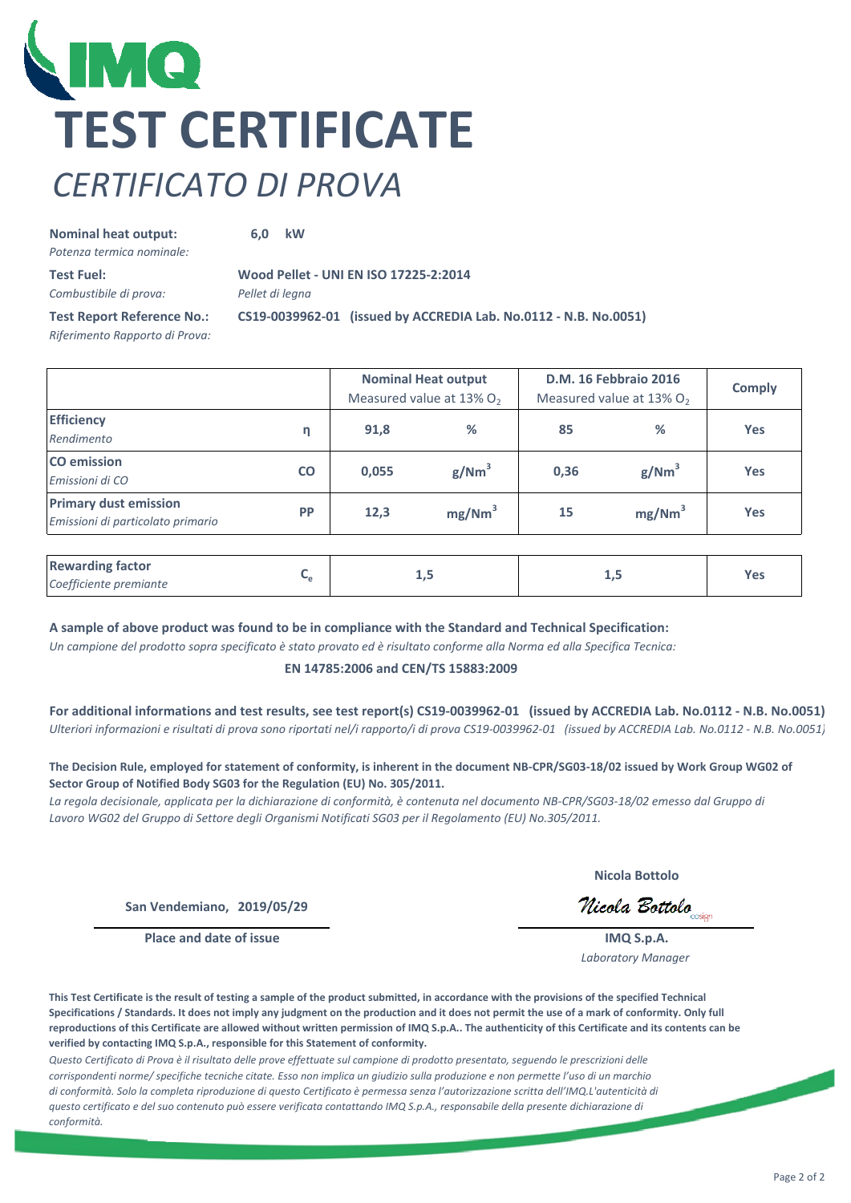# TEST CERTIFICATE

## *CERTIFICATO DI PROVA*

**Nominal heat output:** **6,0 kW**
*Potenza termica nominale:*

**Test Fuel:** **Wood Pellet - UNI EN ISO 17225-2:2014**
*Combustibile di prova:* *Pellet di legna*

**Test Report Reference No.:** **CS19-0039962-01 (issued by ACCREDIA Lab. No.0112 - N.B. No.0051)**
*Riferimento Rapporto di Prova:*

| | | Nominal Heat output<br>Measured value at 13% $O_2$ | | D.M. 16 Febbraio 2016<br>Measured value at 13% $O_2$ | | Comply |
|---|---|---|---|---|---|---|
| **Efficiency**<br>*Rendimento* | η | 91,8 | % | 85 | % | Yes |
| **CO emission**<br>*Emissioni di CO* | CO | 0,055 | $g/Nm^3$ | 0,36 | $g/Nm^3$ | Yes |
| **Primary dust emission**<br>*Emissioni di particolato primario* | PP | 12,3 | $mg/Nm^3$ | 15 | $mg/Nm^3$ | Yes |
| **Rewarding factor**<br>*Coefficiente premiante* | $C_e$ | 1,5 | | 1,5 | | Yes |

**A sample of above product was found to be in compliance with the Standard and Technical Specification:**
*Un campione del prodotto sopra specificato è stato provato ed è risultato conforme alla Norma ed alla Specifica Tecnica:*

**EN 14785:2006 and CEN/TS 15883:2009**

**For additional informations and test results, see test report(s) CS19-0039962-01 (issued by ACCREDIA Lab. No.0112 - N.B. No.0051)**
*Ulteriori informazioni e risultati di prova sono riportati nel/i rapporto/i di prova CS19-0039962-01 (issued by ACCREDIA Lab. No.0112 - N.B. No.0051)*

**The Decision Rule, employed for statement of conformity, is inherent in the document NB-CPR/SG03-18/02 issued by Work Group WG02 of Sector Group of Notified Body SG03 for the Regulation (EU) No. 305/2011.**
*La regola decisionale, applicata per la dichiarazione di conformità, è contenuta nel documento NB-CPR/SG03-18/02 emesso dal Gruppo di Lavoro WG02 del Gruppo di Settore degli Organismi Notificati SG03 per il Regolamento (EU) No.305/2011.*

**San Vendemiano, 2019/05/29**

**Place and date of issue**

**Nicola Bottolo**

*Nicola Bottolo*

**IMQ S.p.A.**
*Laboratory Manager*

**This Test Certificate is the result of testing a sample of the product submitted, in accordance with the provisions of the specified Technical Specifications / Standards. It does not imply any judgment on the production and it does not permit the use of a mark of conformity. Only full reproductions of this Certificate are allowed without written permission of IMQ S.p.A.. The authenticity of this Certificate and its contents can be verified by contacting IMQ S.p.A., responsible for this Statement of conformity.**

*Questo Certificato di Prova è il risultato delle prove effettuate sul campione di prodotto presentato, seguendo le prescrizioni delle corrispondenti norme/ specifiche tecniche citate. Esso non implica un giudizio sulla produzione e non permette l'uso di un marchio di conformità. Solo la completa riproduzione di questo Certificato è permessa senza l'autorizzazione scritta dell'IMQ.L'autenticità di questo certificato e del suo contenuto può essere verificata contattando IMQ S.p.A., responsabile della presente dichiarazione di conformità.*